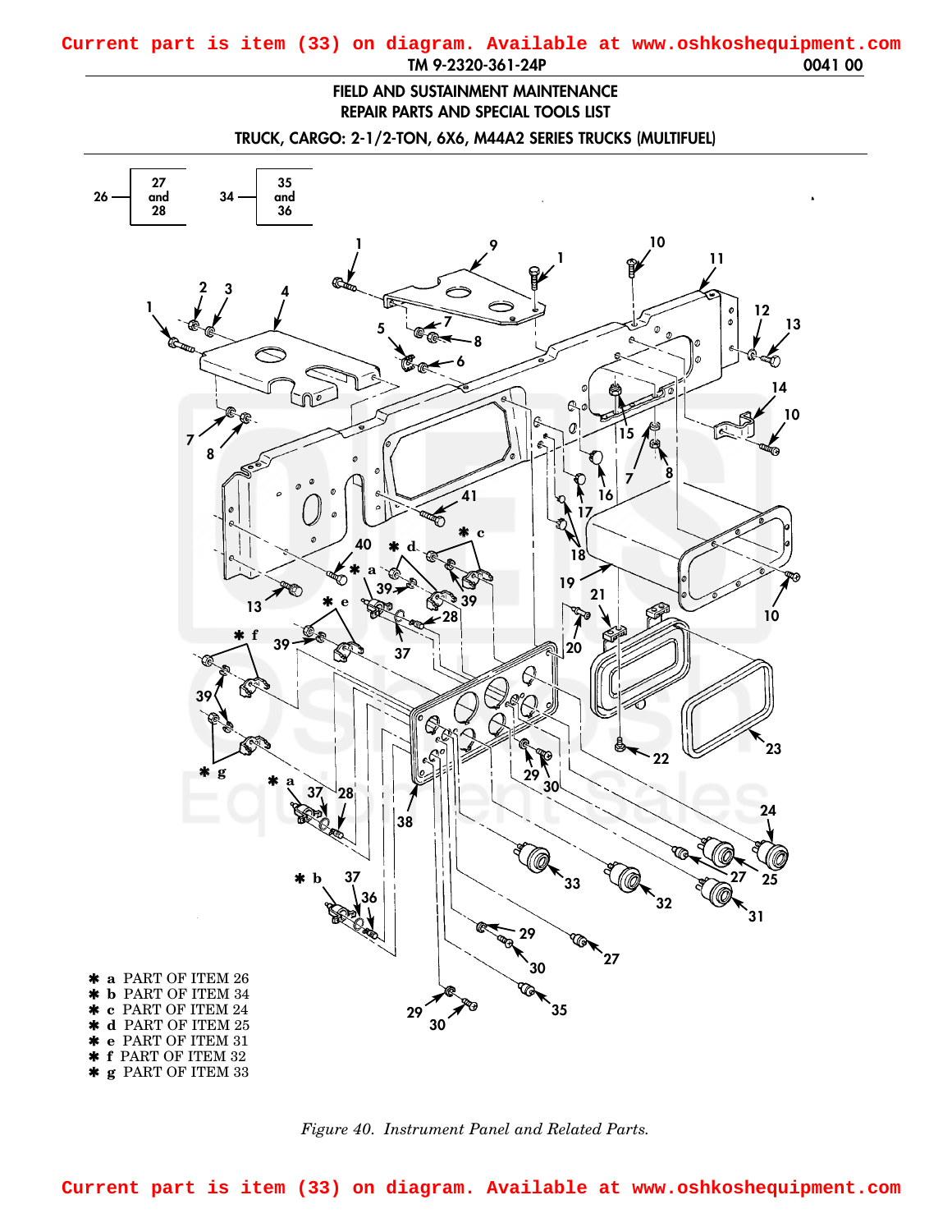Current part is item (33) on diagram. Available at www.oshkoshequipment.com

FIELD AND SUSTAINMENT MAINTENANCE
REPAIR PARTS AND SPECIAL TOOLS LIST

TRUCK, CARGO: 2-1/2-TON, 6X6, M44A2 SERIES TRUCKS (MULTIFUEL)

26 — 27 and 28

34 — 35 and 36

* a PART OF ITEM 26
* b PART OF ITEM 34
* c PART OF ITEM 24
* d PART OF ITEM 25
* e PART OF ITEM 31
* f PART OF ITEM 32
* g PART OF ITEM 33

*Figure 40. Instrument Panel and Related Parts.*

Current part is item (33) on diagram. Available at www.oshkoshequipment.com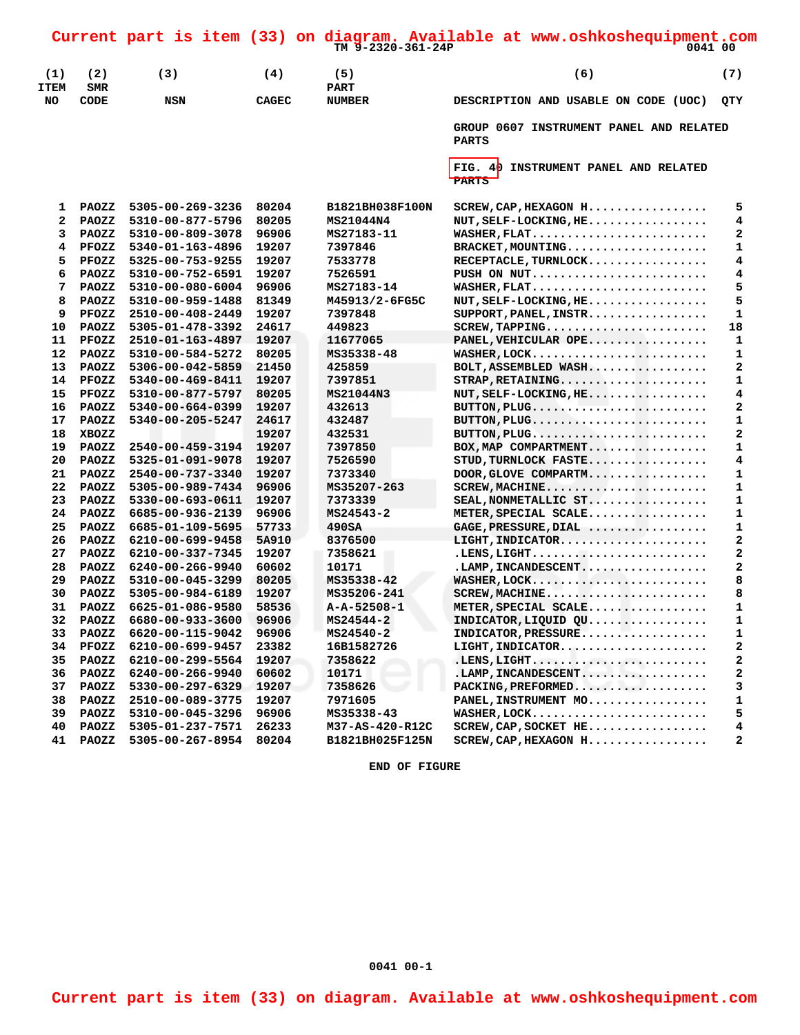Current part is item (33) on diagram. Available at www.oshkoshequipment.com

| (1) ITEM NO | (2) SMR CODE | (3) NSN | (4) CAGEC | (5) PART NUMBER | (6) DESCRIPTION AND USABLE ON CODE (UOC) | (7) QTY |
|---|---|---|---|---|---|---|
| | | | | | GROUP 0607 INSTRUMENT PANEL AND RELATED PARTS | |
| | | | | | FIG. 40 INSTRUMENT PANEL AND RELATED PARTS | |
| 1 | PAOZZ | 5305-00-269-3236 | 80204 | B1821BH038F100N | SCREW,CAP,HEXAGON H................. | 5 |
| 2 | PAOZZ | 5310-00-877-5796 | 80205 | MS21044N4 | NUT,SELF-LOCKING,HE................. | 4 |
| 3 | PAOZZ | 5310-00-809-3078 | 96906 | MS27183-11 | WASHER,FLAT......................... | 2 |
| 4 | PFOZZ | 5340-01-163-4896 | 19207 | 7397846 | BRACKET,MOUNTING.................... | 1 |
| 5 | PFOZZ | 5325-00-753-9255 | 19207 | 7533778 | RECEPTACLE,TURNLOCK................. | 4 |
| 6 | PAOZZ | 5310-00-752-6591 | 19207 | 7526591 | PUSH ON NUT......................... | 4 |
| 7 | PAOZZ | 5310-00-080-6004 | 96906 | MS27183-14 | WASHER,FLAT......................... | 5 |
| 8 | PAOZZ | 5310-00-959-1488 | 81349 | M45913/2-6FG5C | NUT,SELF-LOCKING,HE................. | 5 |
| 9 | PFOZZ | 2510-00-408-2449 | 19207 | 7397848 | SUPPORT,PANEL,INSTR................. | 1 |
| 10 | PAOZZ | 5305-01-478-3392 | 24617 | 449823 | SCREW,TAPPING....................... | 18 |
| 11 | PFOZZ | 2510-01-163-4897 | 19207 | 11677065 | PANEL,VEHICULAR OPE................. | 1 |
| 12 | PAOZZ | 5310-00-584-5272 | 80205 | MS35338-48 | WASHER,LOCK......................... | 1 |
| 13 | PAOZZ | 5306-00-042-5859 | 21450 | 425859 | BOLT,ASSEMBLED WASH................. | 2 |
| 14 | PFOZZ | 5340-00-469-8411 | 19207 | 7397851 | STRAP,RETAINING..................... | 1 |
| 15 | PFOZZ | 5310-00-877-5797 | 80205 | MS21044N3 | NUT,SELF-LOCKING,HE................. | 4 |
| 16 | PAOZZ | 5340-00-664-0399 | 19207 | 432613 | BUTTON,PLUG......................... | 2 |
| 17 | PAOZZ | 5340-00-205-5247 | 24617 | 432487 | BUTTON,PLUG......................... | 1 |
| 18 | XBOZZ | | 19207 | 432531 | BUTTON,PLUG......................... | 2 |
| 19 | PAOZZ | 2540-00-459-3194 | 19207 | 7397850 | BOX,MAP COMPARTMENT................. | 1 |
| 20 | PAOZZ | 5325-01-091-9078 | 19207 | 7526590 | STUD,TURNLOCK FASTE................. | 4 |
| 21 | PAOZZ | 2540-00-737-3340 | 19207 | 7373340 | DOOR,GLOVE COMPARTM................. | 1 |
| 22 | PAOZZ | 5305-00-989-7434 | 96906 | MS35207-263 | SCREW,MACHINE....................... | 1 |
| 23 | PAOZZ | 5330-00-693-0611 | 19207 | 7373339 | SEAL,NONMETALLIC ST................. | 1 |
| 24 | PAOZZ | 6685-00-936-2139 | 96906 | MS24543-2 | METER,SPECIAL SCALE................. | 1 |
| 25 | PAOZZ | 6685-01-109-5695 | 57733 | 490SA | GAGE,PRESSURE,DIAL ................. | 1 |
| 26 | PAOZZ | 6210-00-699-9458 | 5A910 | 8376500 | LIGHT,INDICATOR..................... | 2 |
| 27 | PAOZZ | 6210-00-337-7345 | 19207 | 7358621 | .LENS,LIGHT......................... | 2 |
| 28 | PAOZZ | 6240-00-266-9940 | 60602 | 10171 | .LAMP,INCANDESCENT.................. | 2 |
| 29 | PAOZZ | 5310-00-045-3299 | 80205 | MS35338-42 | WASHER,LOCK......................... | 8 |
| 30 | PAOZZ | 5305-00-984-6189 | 19207 | MS35206-241 | SCREW,MACHINE....................... | 8 |
| 31 | PAOZZ | 6625-01-086-9580 | 58536 | A-A-52508-1 | METER,SPECIAL SCALE................. | 1 |
| 32 | PAOZZ | 6680-00-933-3600 | 96906 | MS24544-2 | INDICATOR,LIQUID QU................. | 1 |
| 33 | PAOZZ | 6620-00-115-9042 | 96906 | MS24540-2 | INDICATOR,PRESSURE.................. | 1 |
| 34 | PFOZZ | 6210-00-699-9457 | 23382 | 16B1582726 | LIGHT,INDICATOR..................... | 2 |
| 35 | PAOZZ | 6210-00-299-5564 | 19207 | 7358622 | .LENS,LIGHT......................... | 2 |
| 36 | PAOZZ | 6240-00-266-9940 | 60602 | 10171 | .LAMP,INCANDESCENT.................. | 2 |
| 37 | PAOZZ | 5330-00-297-6329 | 19207 | 7358626 | PACKING,PREFORMED................... | 3 |
| 38 | PAOZZ | 2510-00-089-3775 | 19207 | 7971605 | PANEL,INSTRUMENT MO................. | 1 |
| 39 | PAOZZ | 5310-00-045-3296 | 96906 | MS35338-43 | WASHER,LOCK......................... | 5 |
| 40 | PAOZZ | 5305-01-237-7571 | 26233 | M37-AS-420-R12C | SCREW,CAP,SOCKET HE................. | 4 |
| 41 | PAOZZ | 5305-00-267-8954 | 80204 | B1821BH025F125N | SCREW,CAP,HEXAGON H................. | 2 |

END OF FIGURE

Current part is item (33) on diagram. Available at www.oshkoshequipment.com